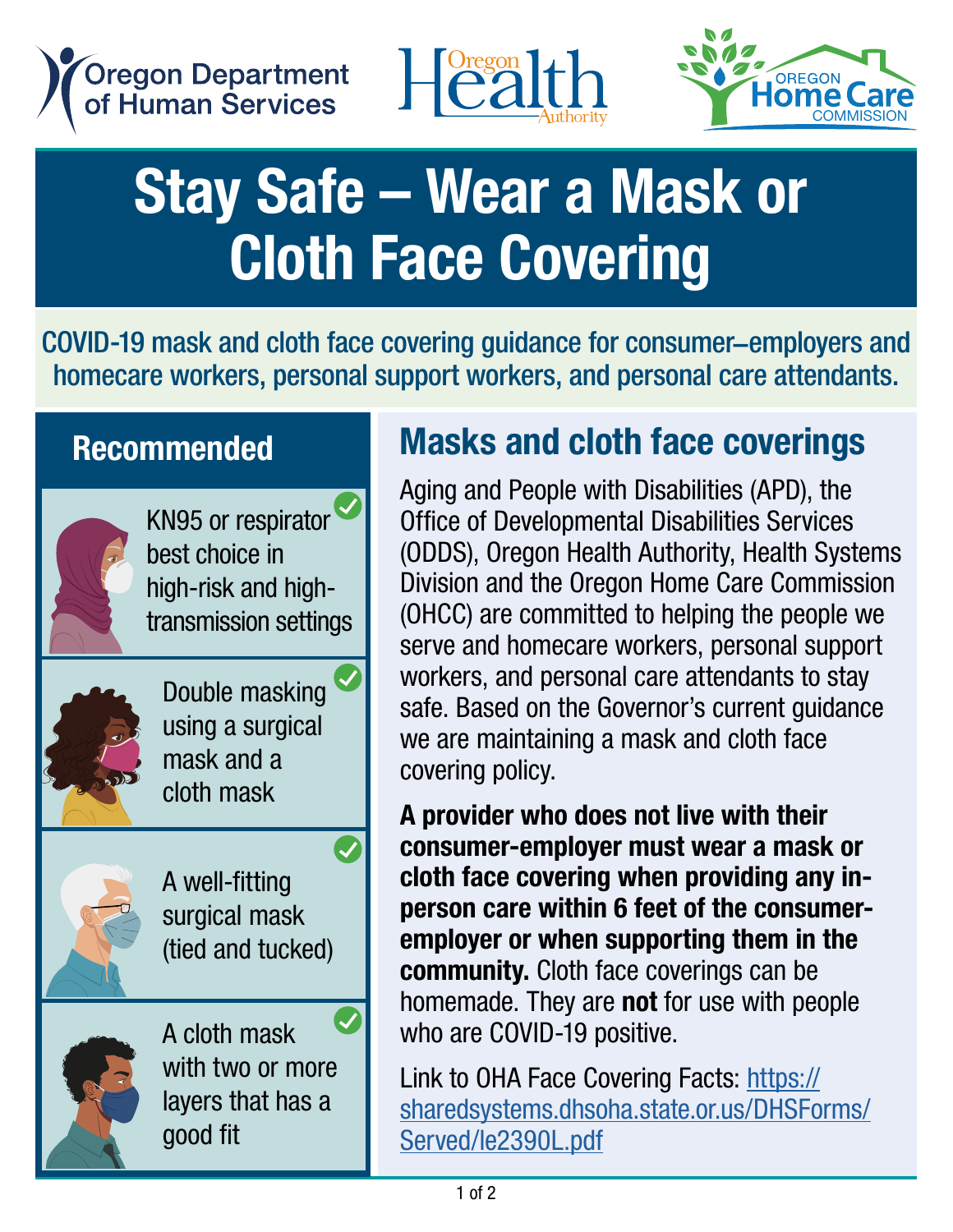Oregon Department of Human Services

Oregon Health Authority

Oregon Home Care Commission

# Stay Safe – Wear a Mask or Cloth Face Covering

COVID-19 mask and cloth face covering guidance for consumer–employers and homecare workers, personal support workers, and personal care attendants.

## Recommended

- KN95 or respirator best choice in high-risk and high-transmission settings
- Double masking using a surgical mask and a cloth mask
- A well-fitting surgical mask (tied and tucked)
- A cloth mask with two or more layers that has a good fit

## Masks and cloth face coverings

Aging and People with Disabilities (APD), the Office of Developmental Disabilities Services (ODDS), Oregon Health Authority, Health Systems Division and the Oregon Home Care Commission (OHCC) are committed to helping the people we serve and homecare workers, personal support workers, and personal care attendants to stay safe. Based on the Governor's current guidance we are maintaining a mask and cloth face covering policy.

**A provider who does not live with their consumer-employer must wear a mask or cloth face covering when providing any in-person care within 6 feet of the consumer-employer or when supporting them in the community.** Cloth face coverings can be homemade. They are **not** for use with people who are COVID-19 positive.

Link to OHA Face Covering Facts: https://sharedsystems.dhsoha.state.or.us/DHSForms/Served/le2390L.pdf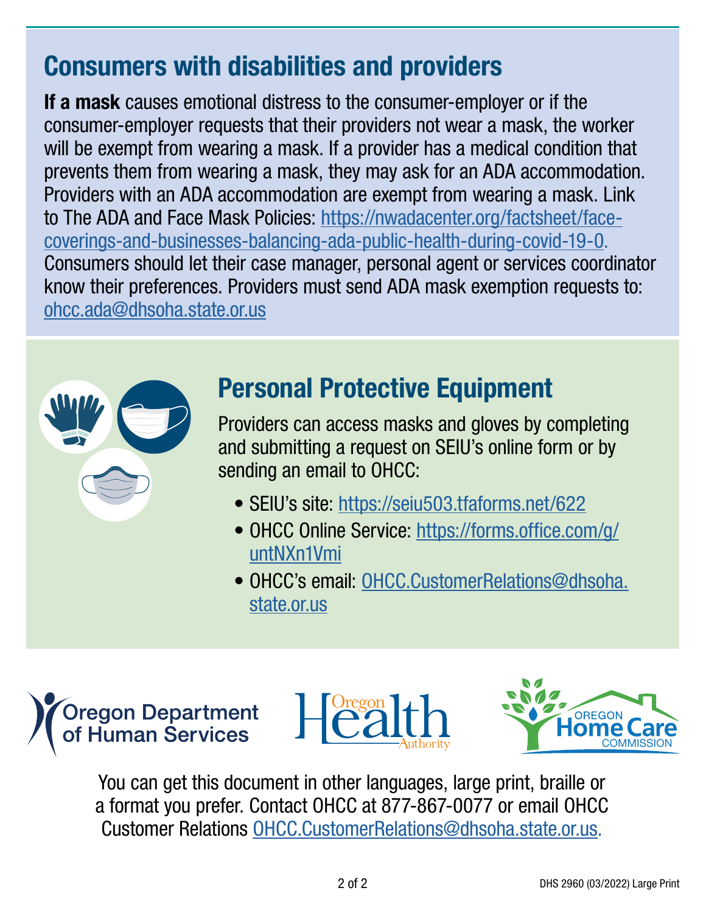## Consumers with disabilities and providers

**If a mask** causes emotional distress to the consumer-employer or if the consumer-employer requests that their providers not wear a mask, the worker will be exempt from wearing a mask. If a provider has a medical condition that prevents them from wearing a mask, they may ask for an ADA accommodation. Providers with an ADA accommodation are exempt from wearing a mask. Link to The ADA and Face Mask Policies: https://nwadacenter.org/factsheet/face-coverings-and-businesses-balancing-ada-public-health-during-covid-19-0. Consumers should let their case manager, personal agent or services coordinator know their preferences. Providers must send ADA mask exemption requests to: ohcc.ada@dhsoha.state.or.us

## Personal Protective Equipment

Providers can access masks and gloves by completing and submitting a request on SEIU's online form or by sending an email to OHCC:

- SEIU's site: https://seiu503.tfaforms.net/622
- OHCC Online Service: https://forms.office.com/g/untNXn1Vmi
- OHCC's email: OHCC.CustomerRelations@dhsoha.state.or.us

Oregon Department of Human Services

Oregon Health Authority

Oregon Home Care Commission

You can get this document in other languages, large print, braille or a format you prefer. Contact OHCC at 877-867-0077 or email OHCC Customer Relations OHCC.CustomerRelations@dhsoha.state.or.us.

DHS 2960 (03/2022) Large Print